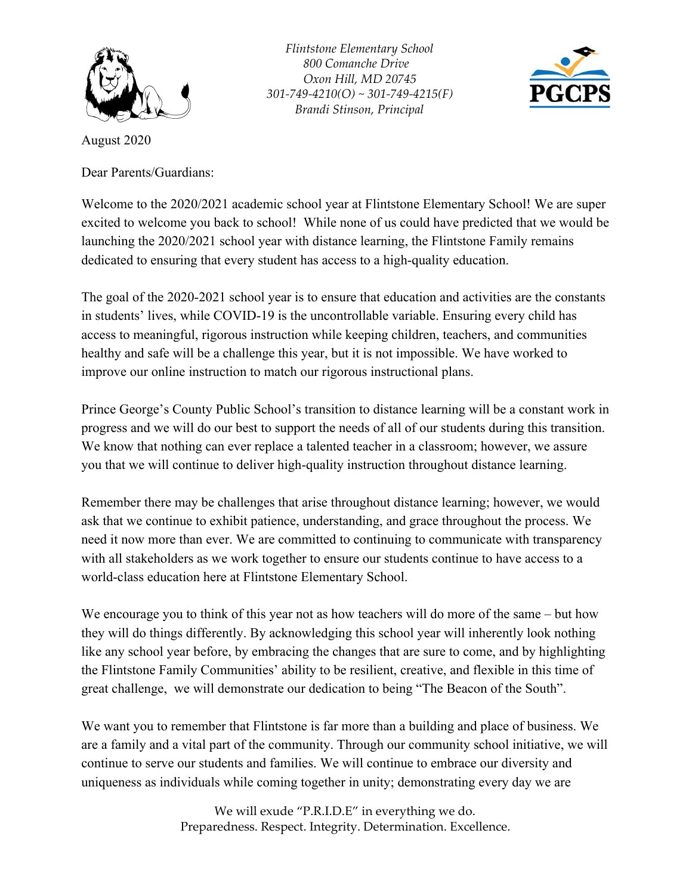*Flintstone Elementary School*
*800 Comanche Drive*
*Oxon Hill, MD 20745*
*301-749-4210(O) ~ 301-749-4215(F)*
*Brandi Stinson, Principal*

August 2020

Dear Parents/Guardians:

Welcome to the 2020/2021 academic school year at Flintstone Elementary School! We are super excited to welcome you back to school! While none of us could have predicted that we would be launching the 2020/2021 school year with distance learning, the Flintstone Family remains dedicated to ensuring that every student has access to a high-quality education.

The goal of the 2020-2021 school year is to ensure that education and activities are the constants in students' lives, while COVID-19 is the uncontrollable variable. Ensuring every child has access to meaningful, rigorous instruction while keeping children, teachers, and communities healthy and safe will be a challenge this year, but it is not impossible. We have worked to improve our online instruction to match our rigorous instructional plans.

Prince George's County Public School's transition to distance learning will be a constant work in progress and we will do our best to support the needs of all of our students during this transition. We know that nothing can ever replace a talented teacher in a classroom; however, we assure you that we will continue to deliver high-quality instruction throughout distance learning.

Remember there may be challenges that arise throughout distance learning; however, we would ask that we continue to exhibit patience, understanding, and grace throughout the process. We need it now more than ever. We are committed to continuing to communicate with transparency with all stakeholders as we work together to ensure our students continue to have access to a world-class education here at Flintstone Elementary School.

We encourage you to think of this year not as how teachers will do more of the same – but how they will do things differently. By acknowledging this school year will inherently look nothing like any school year before, by embracing the changes that are sure to come, and by highlighting the Flintstone Family Communities' ability to be resilient, creative, and flexible in this time of great challenge, we will demonstrate our dedication to being "The Beacon of the South".

We want you to remember that Flintstone is far more than a building and place of business. We are a family and a vital part of the community. Through our community school initiative, we will continue to serve our students and families. We will continue to embrace our diversity and uniqueness as individuals while coming together in unity; demonstrating every day we are

We will exude "P.R.I.D.E" in everything we do.
Preparedness. Respect. Integrity. Determination. Excellence.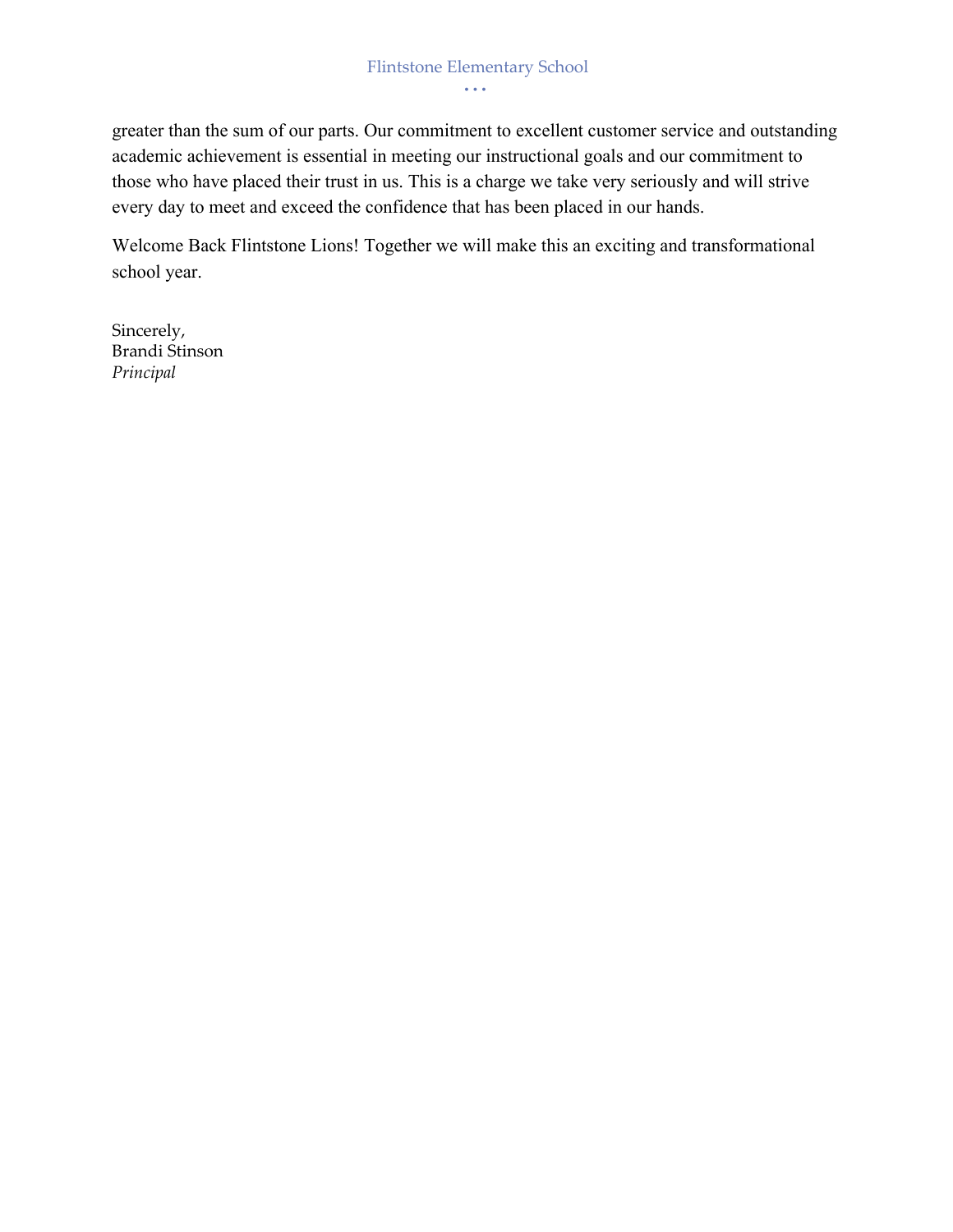greater than the sum of our parts. Our commitment to excellent customer service and outstanding academic achievement is essential in meeting our instructional goals and our commitment to those who have placed their trust in us. This is a charge we take very seriously and will strive every day to meet and exceed the confidence that has been placed in our hands.

Welcome Back Flintstone Lions! Together we will make this an exciting and transformational school year.

Sincerely,
Brandi Stinson
*Principal*